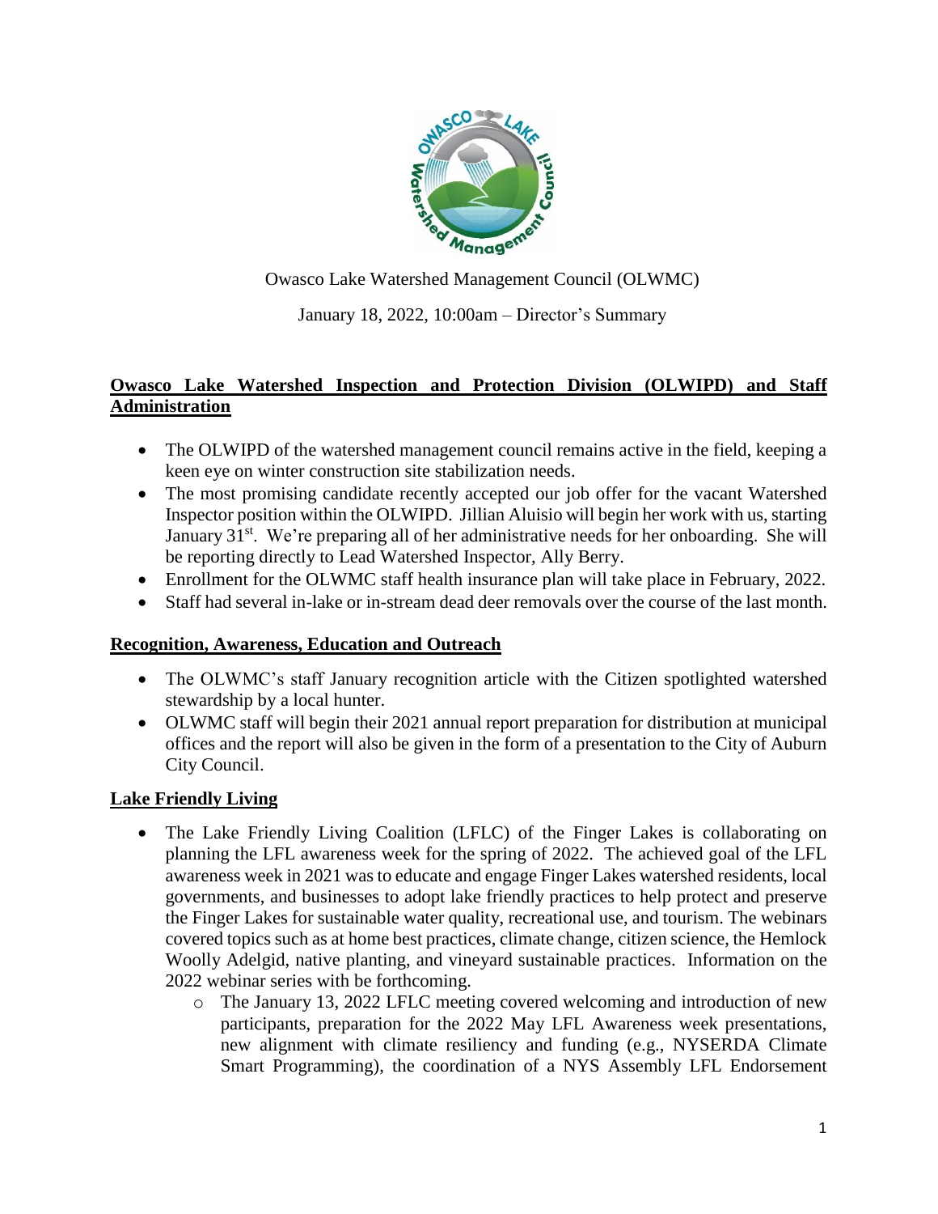Owasco Lake Watershed Management Council (OLWMC)

January 18, 2022, 10:00am – Director's Summary

**Owasco Lake Watershed Inspection and Protection Division (OLWIPD) and Staff Administration**

- The OLWIPD of the watershed management council remains active in the field, keeping a keen eye on winter construction site stabilization needs.
- The most promising candidate recently accepted our job offer for the vacant Watershed Inspector position within the OLWIPD. Jillian Aluisio will begin her work with us, starting January 31st. We're preparing all of her administrative needs for her onboarding. She will be reporting directly to Lead Watershed Inspector, Ally Berry.
- Enrollment for the OLWMC staff health insurance plan will take place in February, 2022.
- Staff had several in-lake or in-stream dead deer removals over the course of the last month.

**Recognition, Awareness, Education and Outreach**

- The OLWMC's staff January recognition article with the Citizen spotlighted watershed stewardship by a local hunter.
- OLWMC staff will begin their 2021 annual report preparation for distribution at municipal offices and the report will also be given in the form of a presentation to the City of Auburn City Council.

**Lake Friendly Living**

- The Lake Friendly Living Coalition (LFLC) of the Finger Lakes is collaborating on planning the LFL awareness week for the spring of 2022. The achieved goal of the LFL awareness week in 2021 was to educate and engage Finger Lakes watershed residents, local governments, and businesses to adopt lake friendly practices to help protect and preserve the Finger Lakes for sustainable water quality, recreational use, and tourism. The webinars covered topics such as at home best practices, climate change, citizen science, the Hemlock Woolly Adelgid, native planting, and vineyard sustainable practices. Information on the 2022 webinar series with be forthcoming.
  - The January 13, 2022 LFLC meeting covered welcoming and introduction of new participants, preparation for the 2022 May LFL Awareness week presentations, new alignment with climate resiliency and funding (e.g., NYSERDA Climate Smart Programming), the coordination of a NYS Assembly LFL Endorsement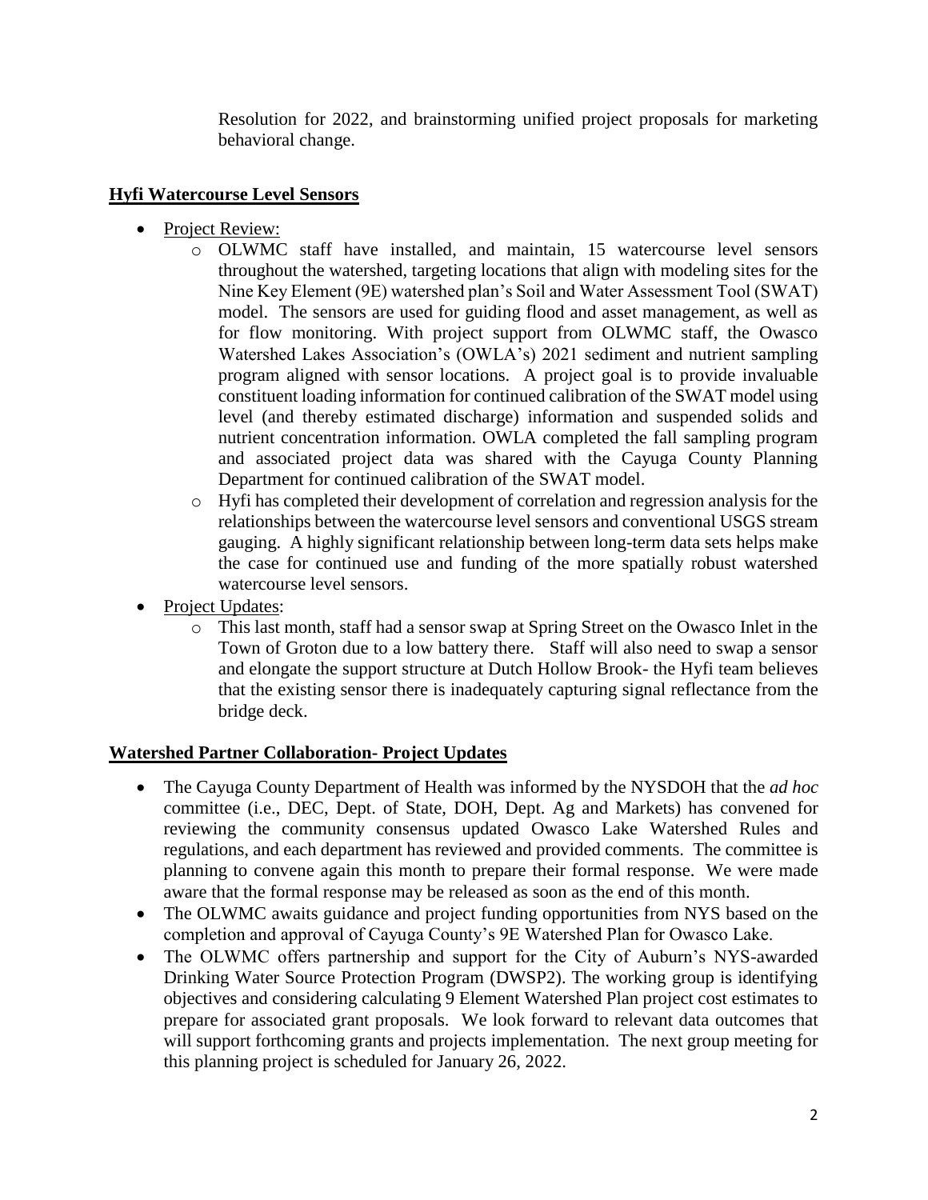Resolution for 2022, and brainstorming unified project proposals for marketing behavioral change.

## Hyfi Watercourse Level Sensors

- Project Review:
  - OLWMC staff have installed, and maintain, 15 watercourse level sensors throughout the watershed, targeting locations that align with modeling sites for the Nine Key Element (9E) watershed plan's Soil and Water Assessment Tool (SWAT) model. The sensors are used for guiding flood and asset management, as well as for flow monitoring. With project support from OLWMC staff, the Owasco Watershed Lakes Association's (OWLA's) 2021 sediment and nutrient sampling program aligned with sensor locations. A project goal is to provide invaluable constituent loading information for continued calibration of the SWAT model using level (and thereby estimated discharge) information and suspended solids and nutrient concentration information. OWLA completed the fall sampling program and associated project data was shared with the Cayuga County Planning Department for continued calibration of the SWAT model.
  - Hyfi has completed their development of correlation and regression analysis for the relationships between the watercourse level sensors and conventional USGS stream gauging. A highly significant relationship between long-term data sets helps make the case for continued use and funding of the more spatially robust watershed watercourse level sensors.
- Project Updates:
  - This last month, staff had a sensor swap at Spring Street on the Owasco Inlet in the Town of Groton due to a low battery there. Staff will also need to swap a sensor and elongate the support structure at Dutch Hollow Brook- the Hyfi team believes that the existing sensor there is inadequately capturing signal reflectance from the bridge deck.

## Watershed Partner Collaboration- Project Updates

- The Cayuga County Department of Health was informed by the NYSDOH that the *ad hoc* committee (i.e., DEC, Dept. of State, DOH, Dept. Ag and Markets) has convened for reviewing the community consensus updated Owasco Lake Watershed Rules and regulations, and each department has reviewed and provided comments. The committee is planning to convene again this month to prepare their formal response. We were made aware that the formal response may be released as soon as the end of this month.
- The OLWMC awaits guidance and project funding opportunities from NYS based on the completion and approval of Cayuga County's 9E Watershed Plan for Owasco Lake.
- The OLWMC offers partnership and support for the City of Auburn's NYS-awarded Drinking Water Source Protection Program (DWSP2). The working group is identifying objectives and considering calculating 9 Element Watershed Plan project cost estimates to prepare for associated grant proposals. We look forward to relevant data outcomes that will support forthcoming grants and projects implementation. The next group meeting for this planning project is scheduled for January 26, 2022.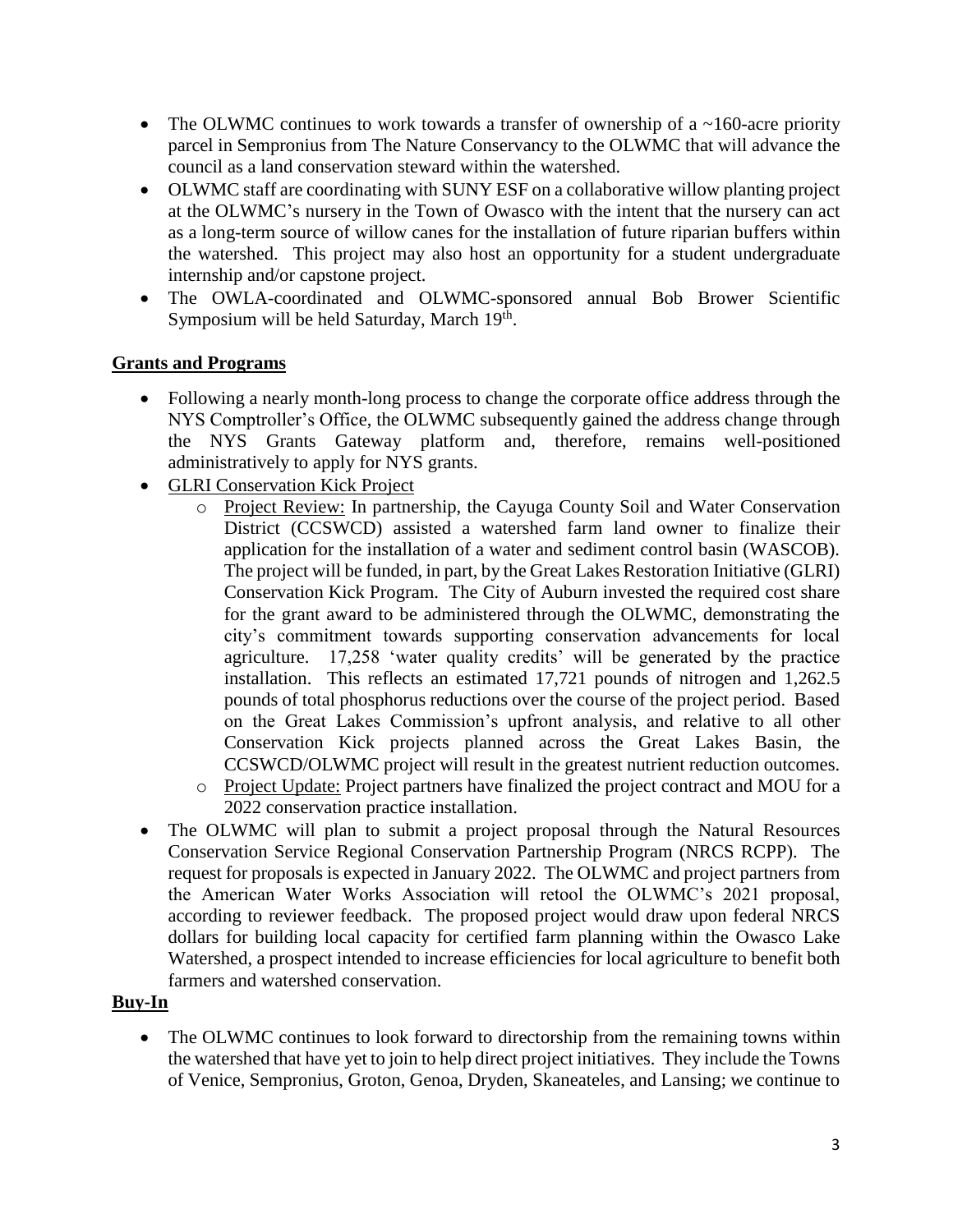- The OLWMC continues to work towards a transfer of ownership of a ~160-acre priority parcel in Sempronius from The Nature Conservancy to the OLWMC that will advance the council as a land conservation steward within the watershed.
- OLWMC staff are coordinating with SUNY ESF on a collaborative willow planting project at the OLWMC's nursery in the Town of Owasco with the intent that the nursery can act as a long-term source of willow canes for the installation of future riparian buffers within the watershed. This project may also host an opportunity for a student undergraduate internship and/or capstone project.
- The OWLA-coordinated and OLWMC-sponsored annual Bob Brower Scientific Symposium will be held Saturday, March 19th.

## Grants and Programs

- Following a nearly month-long process to change the corporate office address through the NYS Comptroller's Office, the OLWMC subsequently gained the address change through the NYS Grants Gateway platform and, therefore, remains well-positioned administratively to apply for NYS grants.
- GLRI Conservation Kick Project
  - Project Review: In partnership, the Cayuga County Soil and Water Conservation District (CCSWCD) assisted a watershed farm land owner to finalize their application for the installation of a water and sediment control basin (WASCOB). The project will be funded, in part, by the Great Lakes Restoration Initiative (GLRI) Conservation Kick Program. The City of Auburn invested the required cost share for the grant award to be administered through the OLWMC, demonstrating the city's commitment towards supporting conservation advancements for local agriculture. 17,258 'water quality credits' will be generated by the practice installation. This reflects an estimated 17,721 pounds of nitrogen and 1,262.5 pounds of total phosphorus reductions over the course of the project period. Based on the Great Lakes Commission's upfront analysis, and relative to all other Conservation Kick projects planned across the Great Lakes Basin, the CCSWCD/OLWMC project will result in the greatest nutrient reduction outcomes.
  - Project Update: Project partners have finalized the project contract and MOU for a 2022 conservation practice installation.
- The OLWMC will plan to submit a project proposal through the Natural Resources Conservation Service Regional Conservation Partnership Program (NRCS RCPP). The request for proposals is expected in January 2022. The OLWMC and project partners from the American Water Works Association will retool the OLWMC's 2021 proposal, according to reviewer feedback. The proposed project would draw upon federal NRCS dollars for building local capacity for certified farm planning within the Owasco Lake Watershed, a prospect intended to increase efficiencies for local agriculture to benefit both farmers and watershed conservation.

## Buy-In

- The OLWMC continues to look forward to directorship from the remaining towns within the watershed that have yet to join to help direct project initiatives. They include the Towns of Venice, Sempronius, Groton, Genoa, Dryden, Skaneateles, and Lansing; we continue to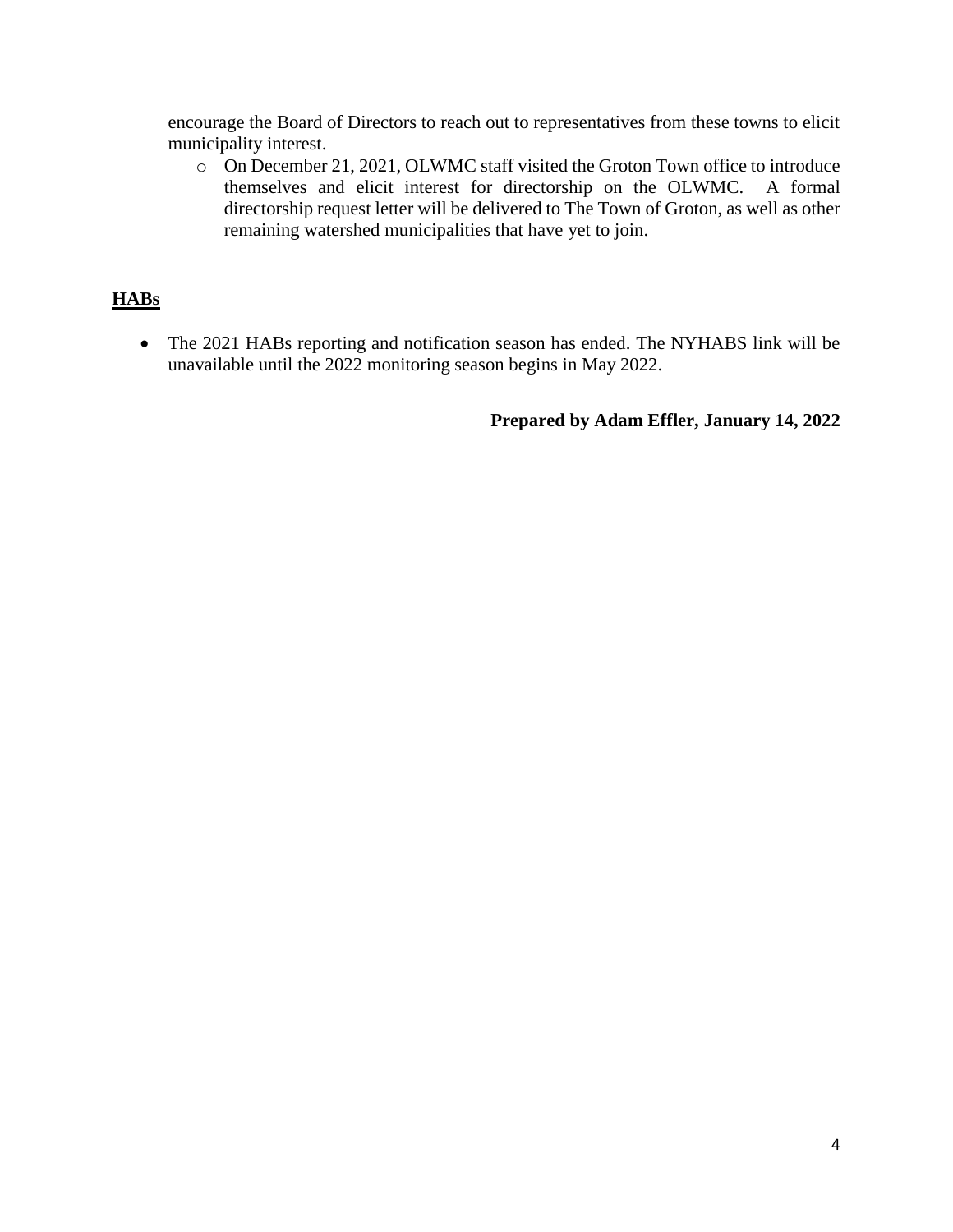encourage the Board of Directors to reach out to representatives from these towns to elicit municipality interest.

  - On December 21, 2021, OLWMC staff visited the Groton Town office to introduce themselves and elicit interest for directorship on the OLWMC. A formal directorship request letter will be delivered to The Town of Groton, as well as other remaining watershed municipalities that have yet to join.

**HABs**

- The 2021 HABs reporting and notification season has ended. The NYHABS link will be unavailable until the 2022 monitoring season begins in May 2022.

**Prepared by Adam Effler, January 14, 2022**